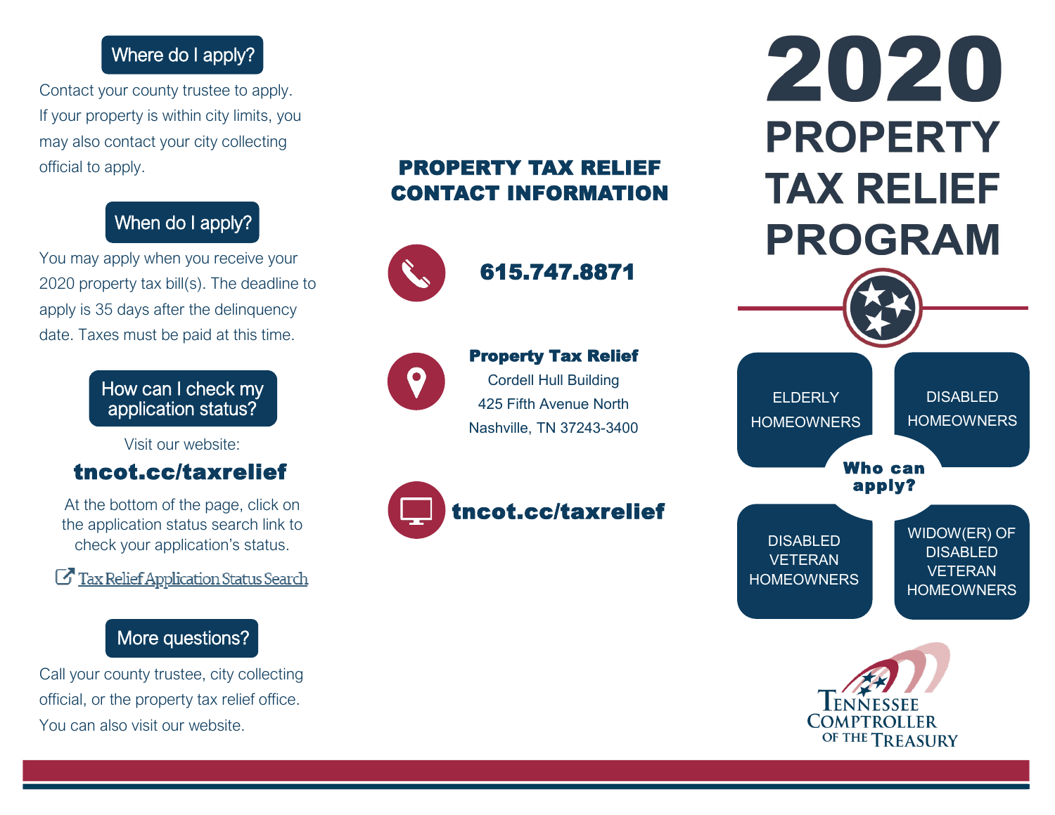# 2020 PROPERTY TAX RELIEF PROGRAM

## Who can apply?

- ELDERLY HOMEOWNERS
- DISABLED HOMEOWNERS
- DISABLED VETERAN HOMEOWNERS
- WIDOW(ER) OF DISABLED VETERAN HOMEOWNERS

TENNESSEE COMPTROLLER OF THE TREASURY

## Where do I apply?

Contact your county trustee to apply. If your property is within city limits, you may also contact your city collecting official to apply.

## When do I apply?

You may apply when you receive your 2020 property tax bill(s). The deadline to apply is 35 days after the delinquency date. Taxes must be paid at this time.

## How can I check my application status?

Visit our website:

**tncot.cc/taxrelief**

At the bottom of the page, click on the application status search link to check your application's status.

Tax Relief Application Status Search

## More questions?

Call your county trustee, city collecting official, or the property tax relief office. You can also visit our website.

## PROPERTY TAX RELIEF CONTACT INFORMATION

**615.747.8871**

**Property Tax Relief**
Cordell Hull Building
425 Fifth Avenue North
Nashville, TN 37243-3400

**tncot.cc/taxrelief**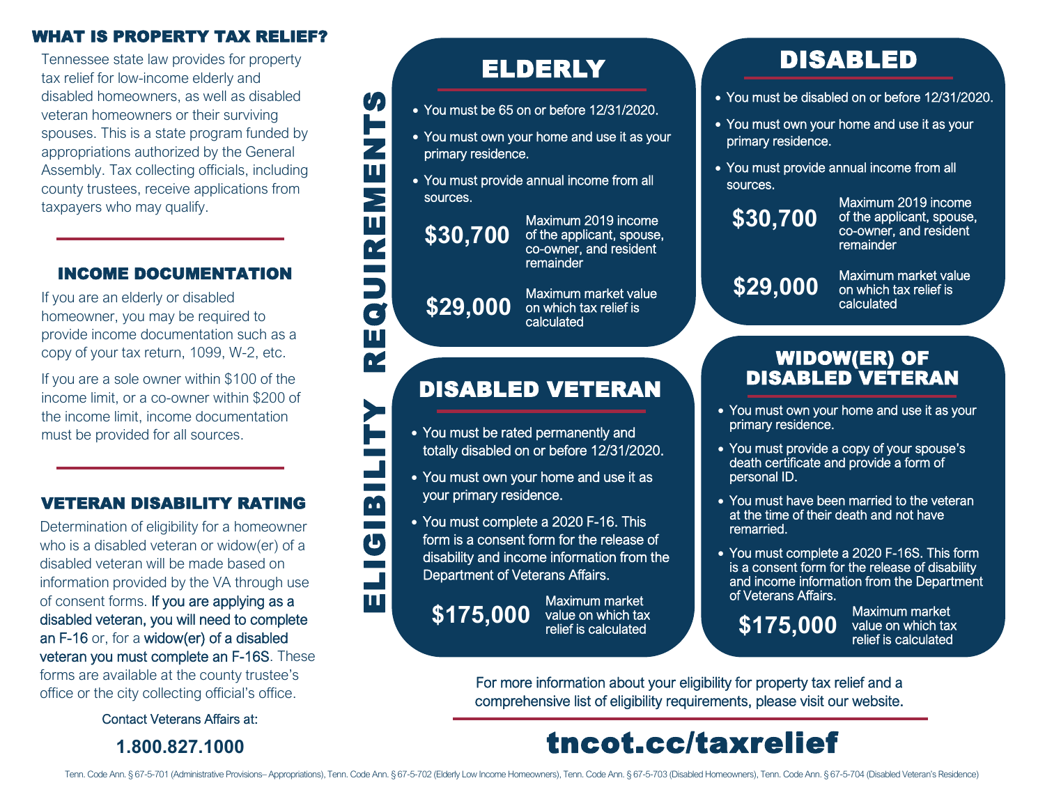## WHAT IS PROPERTY TAX RELIEF?

Tennessee state law provides for property tax relief for low-income elderly and disabled homeowners, as well as disabled veteran homeowners or their surviving spouses. This is a state program funded by appropriations authorized by the General Assembly. Tax collecting officials, including county trustees, receive applications from taxpayers who may qualify.

### INCOME DOCUMENTATION

If you are an elderly or disabled homeowner, you may be required to provide income documentation such as a copy of your tax return, 1099, W-2, etc.

If you are a sole owner within $100 of the income limit, or a co-owner within $200 of the income limit, income documentation must be provided for all sources.

### VETERAN DISABILITY RATING

Determination of eligibility for a homeowner who is a disabled veteran or widow(er) of a disabled veteran will be made based on information provided by the VA through use of consent forms. If you are applying as a disabled veteran, you will need to complete an F-16 or, for a widow(er) of a disabled veteran you must complete an F-16S. These forms are available at the county trustee's office or the city collecting official's office.

Contact Veterans Affairs at:

**1.800.827.1000**

## ELIGIBILITY REQUIREMENTS

### ELDERLY

- You must be 65 on or before 12/31/2020.
- You must own your home and use it as your primary residence.
- You must provide annual income from all sources.

**$30,700** Maximum 2019 income of the applicant, spouse, co-owner, and resident remainder

**$29,000** Maximum market value on which tax relief is calculated

### DISABLED

- You must be disabled on or before 12/31/2020.
- You must own your home and use it as your primary residence.
- You must provide annual income from all sources.

**$30,700** Maximum 2019 income of the applicant, spouse, co-owner, and resident remainder

**$29,000** Maximum market value on which tax relief is calculated

### DISABLED VETERAN

- You must be rated permanently and totally disabled on or before 12/31/2020.
- You must own your home and use it as your primary residence.
- You must complete a 2020 F-16. This form is a consent form for the release of disability and income information from the Department of Veterans Affairs.

**$175,000** Maximum market value on which tax relief is calculated

### WIDOW(ER) OF DISABLED VETERAN

- You must own your home and use it as your primary residence.
- You must provide a copy of your spouse's death certificate and provide a form of personal ID.
- You must have been married to the veteran at the time of their death and not have remarried.
- You must complete a 2020 F-16S. This form is a consent form for the release of disability and income information from the Department of Veterans Affairs.

**$175,000** Maximum market value on which tax relief is calculated

For more information about your eligibility for property tax relief and a comprehensive list of eligibility requirements, please visit our website.

## tncot.cc/taxrelief

Tenn. Code Ann. § 67-5-701 (Administrative Provisions– Appropriations), Tenn. Code Ann. § 67-5-702 (Elderly Low Income Homeowners), Tenn. Code Ann. § 67-5-703 (Disabled Homeowners), Tenn. Code Ann. § 67-5-704 (Disabled Veteran's Residence)